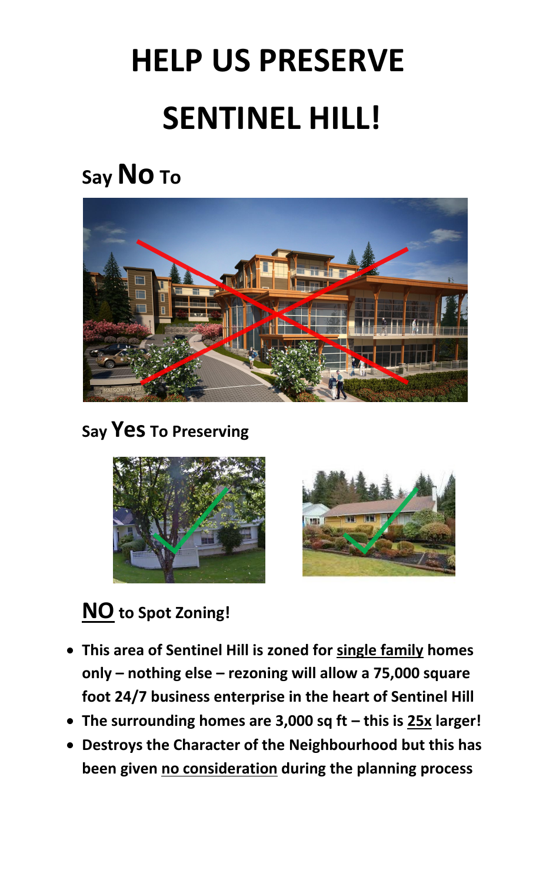# HELP US PRESERVE SENTINEL HILL!

## Say **No** To

## Say **Yes** To Preserving

## <u>NO</u> to Spot Zoning!

- **This area of Sentinel Hill is zoned for <u>single family</u> homes only – nothing else – rezoning will allow a 75,000 square foot 24/7 business enterprise in the heart of Sentinel Hill**
- **The surrounding homes are 3,000 sq ft – this is <u>25x</u> larger!**
- **Destroys the Character of the Neighbourhood but this has been given <u>no consideration</u> during the planning process**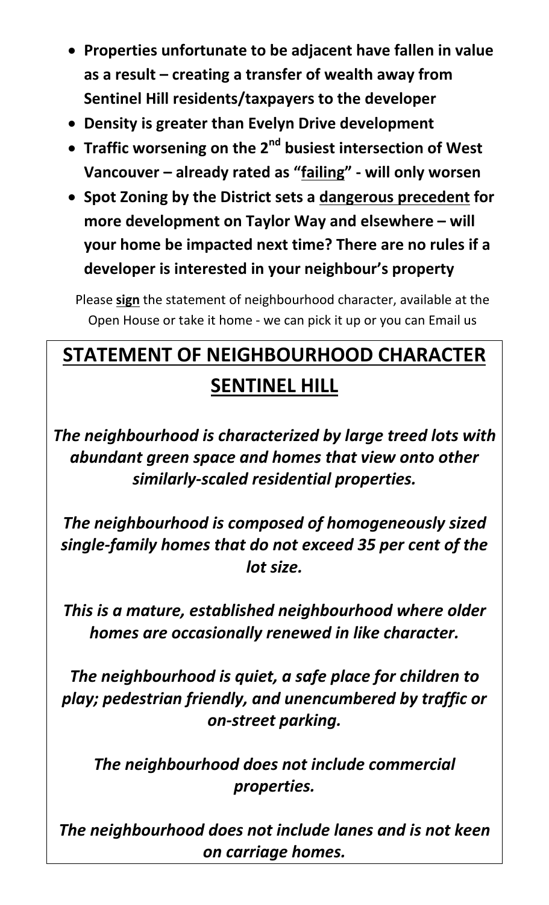- **Properties unfortunate to be adjacent have fallen in value as a result – creating a transfer of wealth away from Sentinel Hill residents/taxpayers to the developer**
- **Density is greater than Evelyn Drive development**
- **Traffic worsening on the 2nd busiest intersection of West Vancouver – already rated as "failing" - will only worsen**
- **Spot Zoning by the District sets a dangerous precedent for more development on Taylor Way and elsewhere – will your home be impacted next time? There are no rules if a developer is interested in your neighbour's property**

Please **sign** the statement of neighbourhood character, available at the Open House or take it home - we can pick it up or you can Email us

# STATEMENT OF NEIGHBOURHOOD CHARACTER SENTINEL HILL

***The neighbourhood is characterized by large treed lots with abundant green space and homes that view onto other similarly-scaled residential properties.***

***The neighbourhood is composed of homogeneously sized single-family homes that do not exceed 35 per cent of the lot size.***

***This is a mature, established neighbourhood where older homes are occasionally renewed in like character.***

***The neighbourhood is quiet, a safe place for children to play; pedestrian friendly, and unencumbered by traffic or on-street parking.***

***The neighbourhood does not include commercial properties.***

***The neighbourhood does not include lanes and is not keen on carriage homes.***